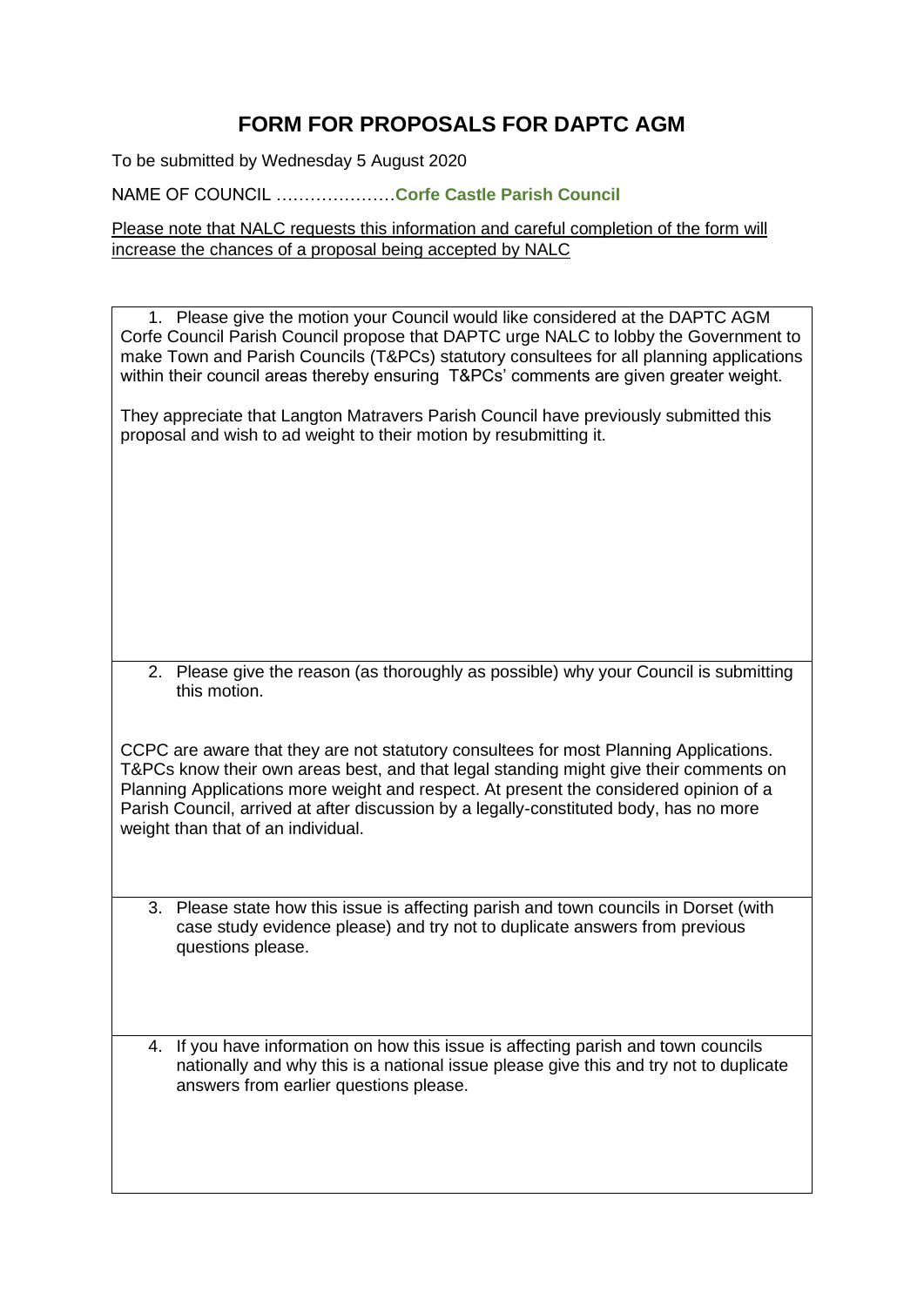# FORM FOR PROPOSALS FOR DAPTC AGM

To be submitted by Wednesday 5 August 2020

NAME OF COUNCIL …………………**Corfe Castle Parish Council**

<u>Please note that NALC requests this information and careful completion of the form will increase the chances of a proposal being accepted by NALC</u>

1. Please give the motion your Council would like considered at the DAPTC AGM

Corfe Council Parish Council propose that DAPTC urge NALC to lobby the Government to make Town and Parish Councils (T&PCs) statutory consultees for all planning applications within their council areas thereby ensuring T&PCs' comments are given greater weight.

They appreciate that Langton Matravers Parish Council have previously submitted this proposal and wish to ad weight to their motion by resubmitting it.

2. Please give the reason (as thoroughly as possible) why your Council is submitting this motion.

CCPC are aware that they are not statutory consultees for most Planning Applications. T&PCs know their own areas best, and that legal standing might give their comments on Planning Applications more weight and respect. At present the considered opinion of a Parish Council, arrived at after discussion by a legally-constituted body, has no more weight than that of an individual.

3. Please state how this issue is affecting parish and town councils in Dorset (with case study evidence please) and try not to duplicate answers from previous questions please.

4. If you have information on how this issue is affecting parish and town councils nationally and why this is a national issue please give this and try not to duplicate answers from earlier questions please.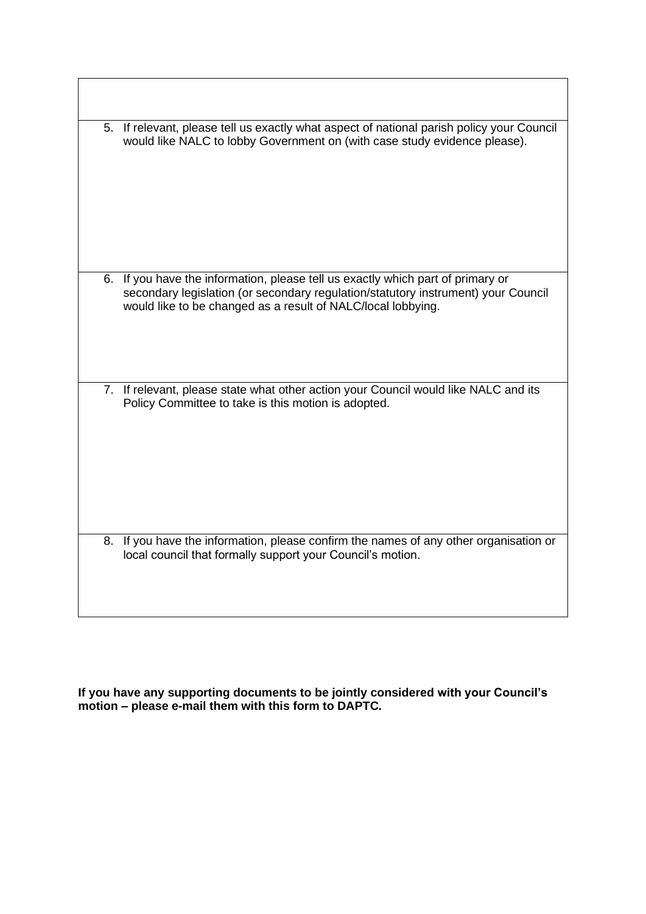5. If relevant, please tell us exactly what aspect of national parish policy your Council would like NALC to lobby Government on (with case study evidence please).

6. If you have the information, please tell us exactly which part of primary or secondary legislation (or secondary regulation/statutory instrument) your Council would like to be changed as a result of NALC/local lobbying.

7. If relevant, please state what other action your Council would like NALC and its Policy Committee to take is this motion is adopted.

8. If you have the information, please confirm the names of any other organisation or local council that formally support your Council's motion.

**If you have any supporting documents to be jointly considered with your Council's motion – please e-mail them with this form to DAPTC.**